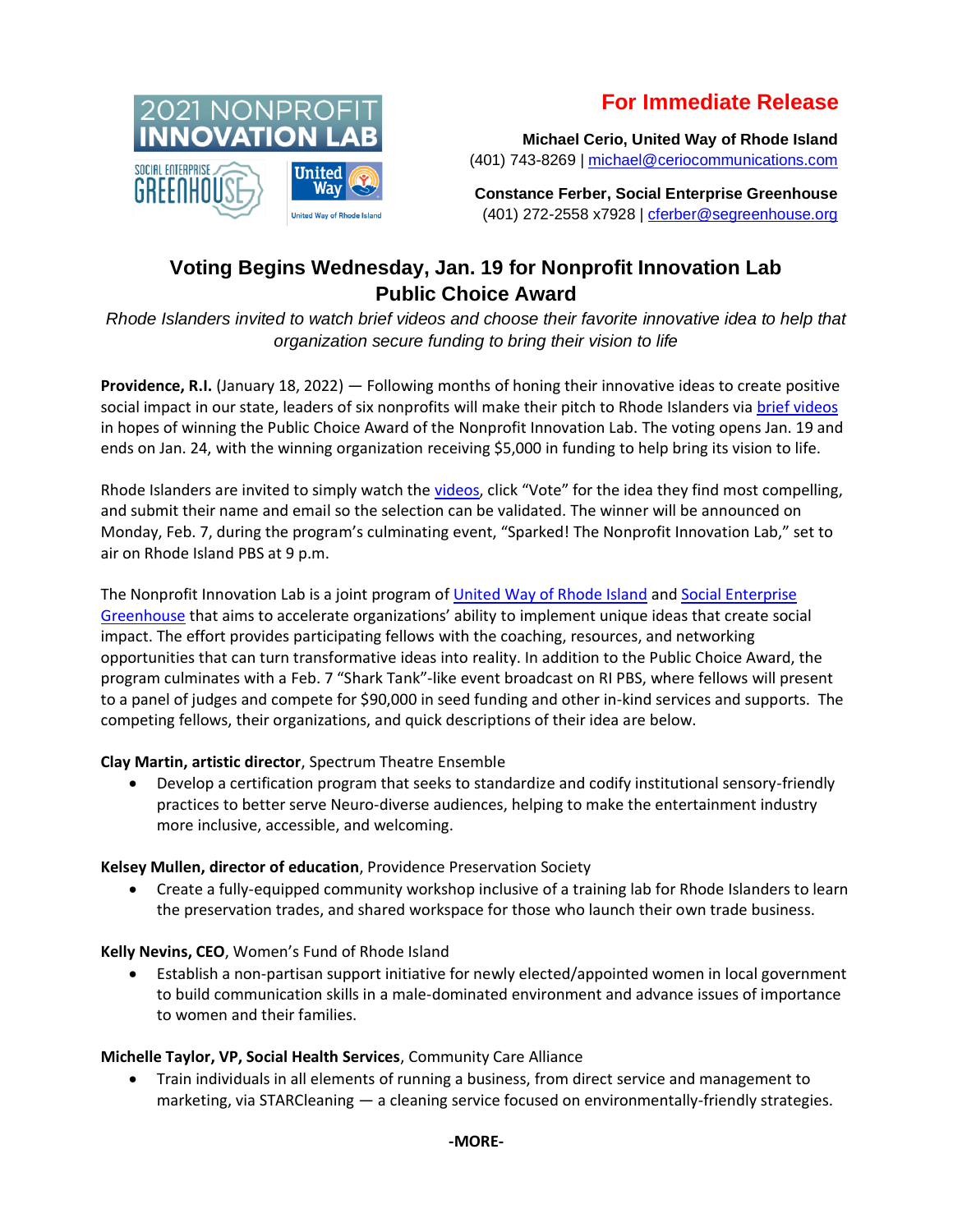2021 NONPROFIT INNOVATION LAB

SOCIAL ENTERPRISE GREENHOUSE | United Way | United Way of Rhode Island

**For Immediate Release**

**Michael Cerio, United Way of Rhode Island**
(401) 743-8269 | michael@ceriocommunications.com

**Constance Ferber, Social Enterprise Greenhouse**
(401) 272-2558 x7928 | cferber@segreenhouse.org

# Voting Begins Wednesday, Jan. 19 for Nonprofit Innovation Lab Public Choice Award

*Rhode Islanders invited to watch brief videos and choose their favorite innovative idea to help that organization secure funding to bring their vision to life*

**Providence, R.I.** (January 18, 2022) — Following months of honing their innovative ideas to create positive social impact in our state, leaders of six nonprofits will make their pitch to Rhode Islanders via brief videos in hopes of winning the Public Choice Award of the Nonprofit Innovation Lab. The voting opens Jan. 19 and ends on Jan. 24, with the winning organization receiving $5,000 in funding to help bring its vision to life.

Rhode Islanders are invited to simply watch the videos, click "Vote" for the idea they find most compelling, and submit their name and email so the selection can be validated. The winner will be announced on Monday, Feb. 7, during the program's culminating event, "Sparked! The Nonprofit Innovation Lab," set to air on Rhode Island PBS at 9 p.m.

The Nonprofit Innovation Lab is a joint program of United Way of Rhode Island and Social Enterprise Greenhouse that aims to accelerate organizations' ability to implement unique ideas that create social impact. The effort provides participating fellows with the coaching, resources, and networking opportunities that can turn transformative ideas into reality. In addition to the Public Choice Award, the program culminates with a Feb. 7 "Shark Tank"-like event broadcast on RI PBS, where fellows will present to a panel of judges and compete for $90,000 in seed funding and other in-kind services and supports. The competing fellows, their organizations, and quick descriptions of their idea are below.

**Clay Martin, artistic director**, Spectrum Theatre Ensemble

- Develop a certification program that seeks to standardize and codify institutional sensory-friendly practices to better serve Neuro-diverse audiences, helping to make the entertainment industry more inclusive, accessible, and welcoming.

**Kelsey Mullen, director of education**, Providence Preservation Society

- Create a fully-equipped community workshop inclusive of a training lab for Rhode Islanders to learn the preservation trades, and shared workspace for those who launch their own trade business.

**Kelly Nevins, CEO**, Women's Fund of Rhode Island

- Establish a non-partisan support initiative for newly elected/appointed women in local government to build communication skills in a male-dominated environment and advance issues of importance to women and their families.

**Michelle Taylor, VP, Social Health Services**, Community Care Alliance

- Train individuals in all elements of running a business, from direct service and management to marketing, via STARCleaning — a cleaning service focused on environmentally-friendly strategies.

**-MORE-**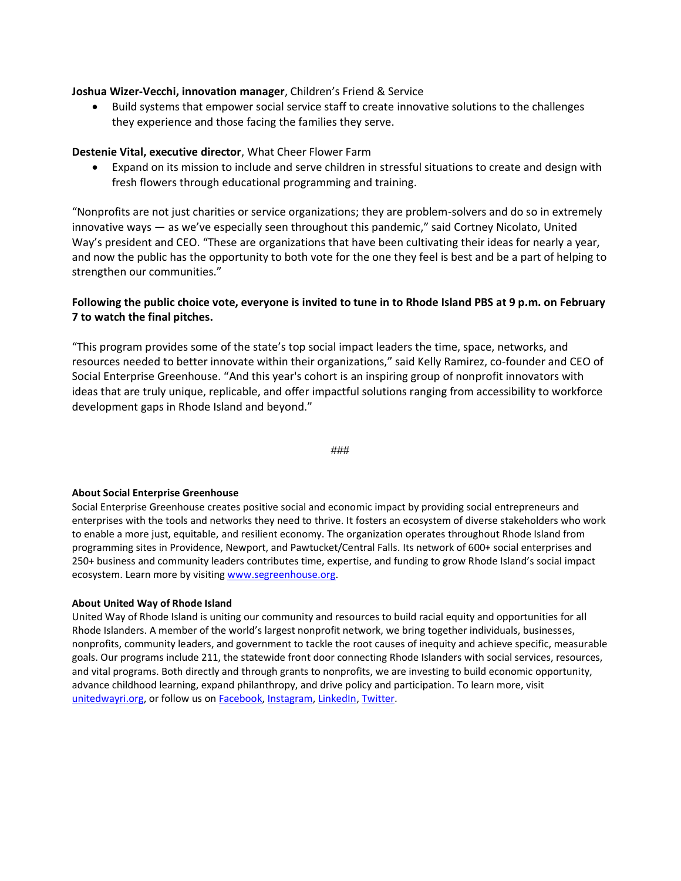**Joshua Wizer-Vecchi, innovation manager**, Children's Friend & Service

- Build systems that empower social service staff to create innovative solutions to the challenges they experience and those facing the families they serve.

**Destenie Vital, executive director**, What Cheer Flower Farm

- Expand on its mission to include and serve children in stressful situations to create and design with fresh flowers through educational programming and training.

"Nonprofits are not just charities or service organizations; they are problem-solvers and do so in extremely innovative ways — as we've especially seen throughout this pandemic," said Cortney Nicolato, United Way's president and CEO. "These are organizations that have been cultivating their ideas for nearly a year, and now the public has the opportunity to both vote for the one they feel is best and be a part of helping to strengthen our communities."

**Following the public choice vote, everyone is invited to tune in to Rhode Island PBS at 9 p.m. on February 7 to watch the final pitches.**

"This program provides some of the state's top social impact leaders the time, space, networks, and resources needed to better innovate within their organizations," said Kelly Ramirez, co-founder and CEO of Social Enterprise Greenhouse. "And this year's cohort is an inspiring group of nonprofit innovators with ideas that are truly unique, replicable, and offer impactful solutions ranging from accessibility to workforce development gaps in Rhode Island and beyond."

###

**About Social Enterprise Greenhouse**

Social Enterprise Greenhouse creates positive social and economic impact by providing social entrepreneurs and enterprises with the tools and networks they need to thrive. It fosters an ecosystem of diverse stakeholders who work to enable a more just, equitable, and resilient economy. The organization operates throughout Rhode Island from programming sites in Providence, Newport, and Pawtucket/Central Falls. Its network of 600+ social enterprises and 250+ business and community leaders contributes time, expertise, and funding to grow Rhode Island's social impact ecosystem. Learn more by visiting [www.segreenhouse.org](www.segreenhouse.org).

**About United Way of Rhode Island**

United Way of Rhode Island is uniting our community and resources to build racial equity and opportunities for all Rhode Islanders. A member of the world's largest nonprofit network, we bring together individuals, businesses, nonprofits, community leaders, and government to tackle the root causes of inequity and achieve specific, measurable goals. Our programs include 211, the statewide front door connecting Rhode Islanders with social services, resources, and vital programs. Both directly and through grants to nonprofits, we are investing to build economic opportunity, advance childhood learning, expand philanthropy, and drive policy and participation. To learn more, visit unitedwayri.org, or follow us on Facebook, Instagram, LinkedIn, Twitter.